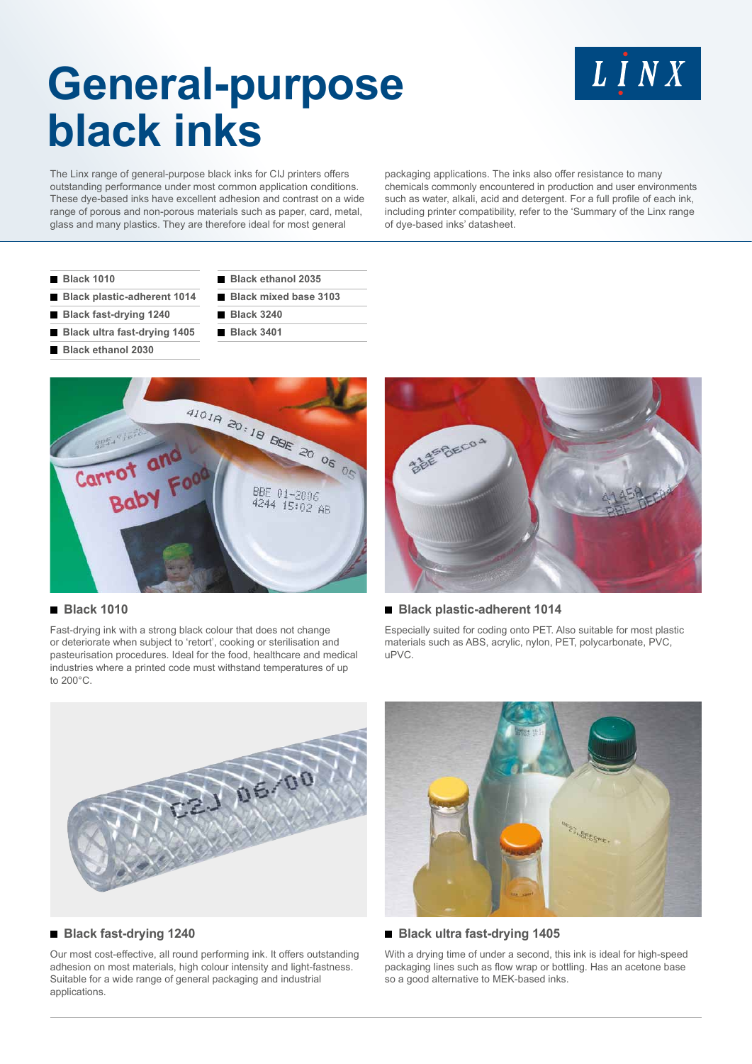# General-purpose black inks

The Linx range of general-purpose black inks for CIJ printers offers outstanding performance under most common application conditions. These dye-based inks have excellent adhesion and contrast on a wide range of porous and non-porous materials such as paper, card, metal, glass and many plastics. They are therefore ideal for most general packaging applications. The inks also offer resistance to many chemicals commonly encountered in production and user environments such as water, alkali, acid and detergent. For a full profile of each ink, including printer compatibility, refer to the 'Summary of the Linx range of dye-based inks' datasheet.

- Black 1010
- Black plastic-adherent 1014
- Black fast-drying 1240
- Black ultra fast-drying 1405
- Black ethanol 2030
- Black ethanol 2035
- Black mixed base 3103
- Black 3240
- Black 3401

## Black 1010

Fast-drying ink with a strong black colour that does not change or deteriorate when subject to 'retort', cooking or sterilisation and pasteurisation procedures. Ideal for the food, healthcare and medical industries where a printed code must withstand temperatures of up to 200°C.

## Black plastic-adherent 1014

Especially suited for coding onto PET. Also suitable for most plastic materials such as ABS, acrylic, nylon, PET, polycarbonate, PVC, uPVC.

## Black fast-drying 1240

Our most cost-effective, all round performing ink. It offers outstanding adhesion on most materials, high colour intensity and light-fastness. Suitable for a wide range of general packaging and industrial applications.

## Black ultra fast-drying 1405

With a drying time of under a second, this ink is ideal for high-speed packaging lines such as flow wrap or bottling. Has an acetone base so a good alternative to MEK-based inks.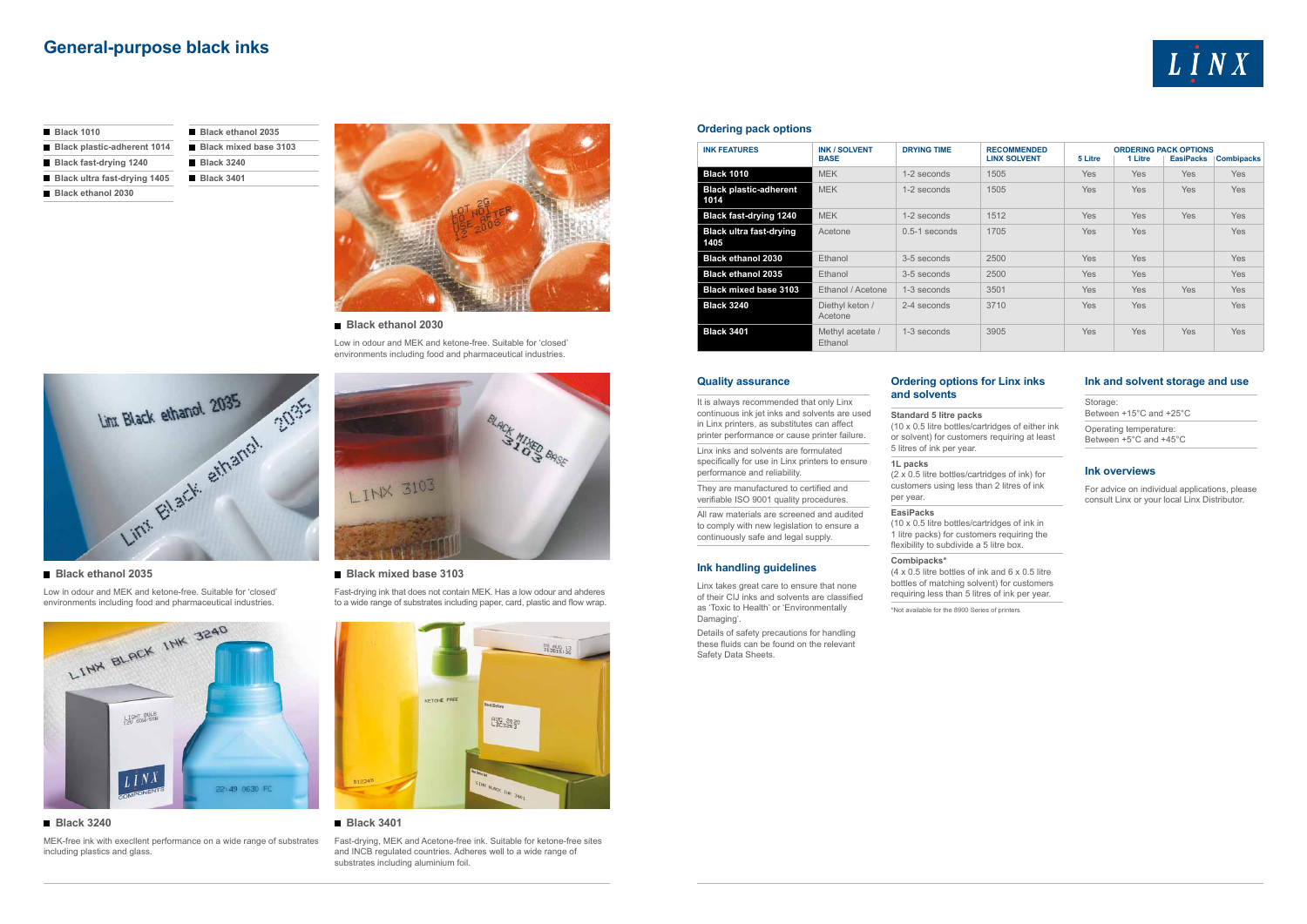# General-purpose black inks

- Black 1010
- Black plastic-adherent 1014
- Black fast-drying 1240
- Black ultra fast-drying 1405
- Black ethanol 2030
- Black ethanol 2035
- Black mixed base 3103
- Black 3240
- Black 3401

### Black ethanol 2030

Low in odour and MEK and ketone-free. Suitable for 'closed' environments including food and pharmaceutical industries.

### Black ethanol 2035

Low in odour and MEK and ketone-free. Suitable for 'closed' environments including food and pharmaceutical industries.

### Black mixed base 3103

Fast-drying ink that does not contain MEK. Has a low odour and ahderes to a wide range of substrates including paper, card, plastic and flow wrap.

### Black 3240

MEK-free ink with excellent performance on a wide range of substrates including plastics and glass.

### Black 3401

Fast-drying, MEK and Acetone-free ink. Suitable for ketone-free sites and INCB regulated countries. Adheres well to a wide range of substrates including aluminium foil.

## Ordering pack options

| INK FEATURES | INK / SOLVENT BASE | DRYING TIME | RECOMMENDED LINX SOLVENT | ORDERING PACK OPTIONS | | | |
|---|---|---|---|---|---|---|---|
| | | | | 5 Litre | 1 Litre | EasiPacks | Combipacks |
| Black 1010 | MEK | 1-2 seconds | 1505 | Yes | Yes | Yes | Yes |
| Black plastic-adherent 1014 | MEK | 1-2 seconds | 1505 | Yes | Yes | Yes | Yes |
| Black fast-drying 1240 | MEK | 1-2 seconds | 1512 | Yes | Yes | Yes | Yes |
| Black ultra fast-drying 1405 | Acetone | 0.5-1 seconds | 1705 | Yes | Yes | | Yes |
| Black ethanol 2030 | Ethanol | 3-5 seconds | 2500 | Yes | Yes | | Yes |
| Black ethanol 2035 | Ethanol | 3-5 seconds | 2500 | Yes | Yes | | Yes |
| Black mixed base 3103 | Ethanol / Acetone | 1-3 seconds | 3501 | Yes | Yes | Yes | Yes |
| Black 3240 | Diethyl keton / Acetone | 2-4 seconds | 3710 | Yes | Yes | | Yes |
| Black 3401 | Methyl acetate / Ethanol | 1-3 seconds | 3905 | Yes | Yes | Yes | Yes |

## Quality assurance

It is always recommended that only Linx continuous ink jet inks and solvents are used in Linx printers, as substitutes can affect printer performance or cause printer failure.

Linx inks and solvents are formulated specifically for use in Linx printers to ensure performance and reliability.

They are manufactured to certified and verifiable ISO 9001 quality procedures.

All raw materials are screened and audited to comply with new legislation to ensure a continuously safe and legal supply.

## Ink handling guidelines

Linx takes great care to ensure that none of their CIJ inks and solvents are classified as 'Toxic to Health' or 'Environmentally Damaging'.

Details of safety precautions for handling these fluids can be found on the relevant Safety Data Sheets.

## Ordering options for Linx inks and solvents

**Standard 5 litre packs**
(10 x 0.5 litre bottles/cartridges of either ink or solvent) for customers requiring at least 5 litres of ink per year.

**1L packs**
(2 x 0.5 litre bottles/cartridges of ink) for customers using less than 2 litres of ink per year.

**EasiPacks**
(10 x 0.5 litre bottles/cartridges of ink in 1 litre packs) for customers requiring the flexibility to subdivide a 5 litre box.

**Combipacks***
(4 x 0.5 litre bottles of ink and 6 x 0.5 litre bottles of matching solvent) for customers requiring less than 5 litres of ink per year.

*Not available for the 8900 Series of printers

## Ink and solvent storage and use

Storage:
Between +15°C and +25°C

Operating temperature:
Between +5°C and +45°C

## Ink overviews

For advice on individual applications, please consult Linx or your local Linx Distributor.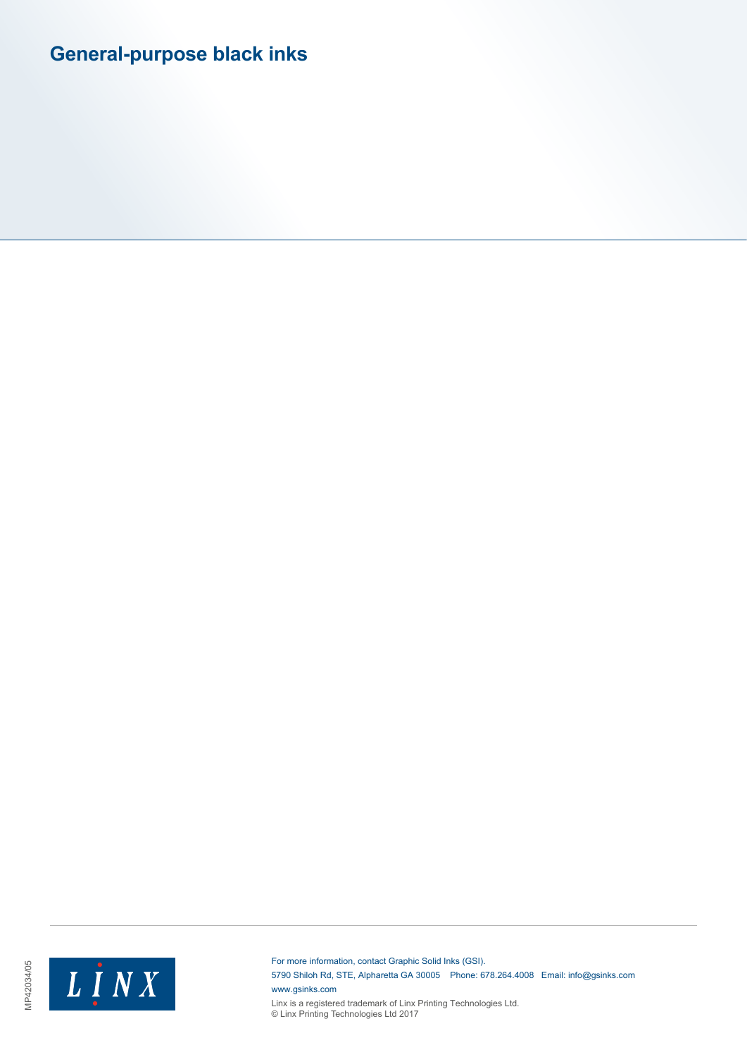# General-purpose black inks

MP42034/05

For more information, contact Graphic Solid Inks (GSI).

5790 Shiloh Rd, STE, Alpharetta GA 30005 Phone: 678.264.4008 Email: info@gsinks.com

www.gsinks.com

Linx is a registered trademark of Linx Printing Technologies Ltd.
© Linx Printing Technologies Ltd 2017